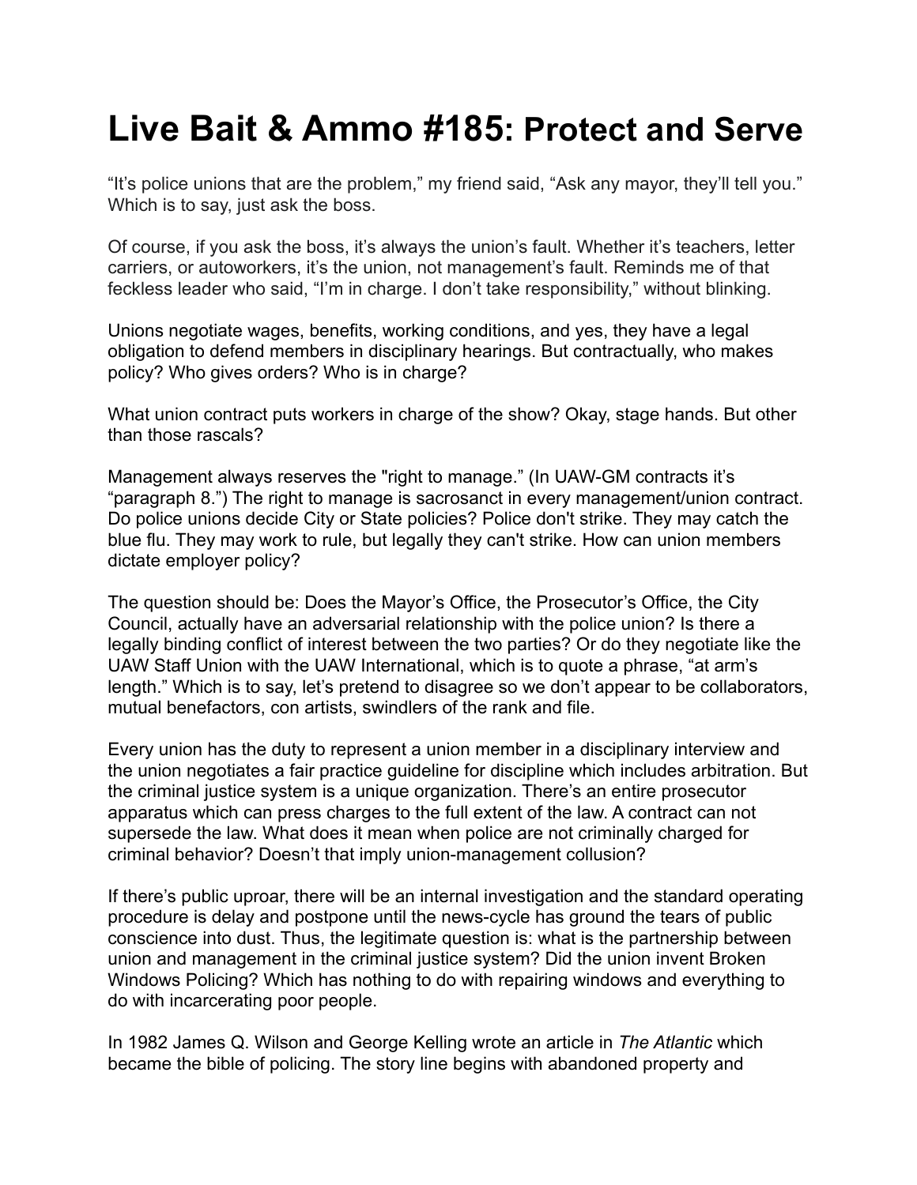# Live Bait & Ammo #185: Protect and Serve

"It's police unions that are the problem," my friend said, "Ask any mayor, they'll tell you." Which is to say, just ask the boss.

Of course, if you ask the boss, it's always the union's fault. Whether it's teachers, letter carriers, or autoworkers, it's the union, not management's fault. Reminds me of that feckless leader who said, "I'm in charge. I don't take responsibility," without blinking.

Unions negotiate wages, benefits, working conditions, and yes, they have a legal obligation to defend members in disciplinary hearings. But contractually, who makes policy? Who gives orders? Who is in charge?

What union contract puts workers in charge of the show? Okay, stage hands. But other than those rascals?

Management always reserves the "right to manage." (In UAW-GM contracts it's "paragraph 8.") The right to manage is sacrosanct in every management/union contract. Do police unions decide City or State policies? Police don't strike. They may catch the blue flu. They may work to rule, but legally they can't strike. How can union members dictate employer policy?

The question should be: Does the Mayor's Office, the Prosecutor's Office, the City Council, actually have an adversarial relationship with the police union? Is there a legally binding conflict of interest between the two parties? Or do they negotiate like the UAW Staff Union with the UAW International, which is to quote a phrase, "at arm's length." Which is to say, let's pretend to disagree so we don't appear to be collaborators, mutual benefactors, con artists, swindlers of the rank and file.

Every union has the duty to represent a union member in a disciplinary interview and the union negotiates a fair practice guideline for discipline which includes arbitration. But the criminal justice system is a unique organization. There's an entire prosecutor apparatus which can press charges to the full extent of the law. A contract can not supersede the law. What does it mean when police are not criminally charged for criminal behavior? Doesn't that imply union-management collusion?

If there's public uproar, there will be an internal investigation and the standard operating procedure is delay and postpone until the news-cycle has ground the tears of public conscience into dust. Thus, the legitimate question is: what is the partnership between union and management in the criminal justice system? Did the union invent Broken Windows Policing? Which has nothing to do with repairing windows and everything to do with incarcerating poor people.

In 1982 James Q. Wilson and George Kelling wrote an article in *The Atlantic* which became the bible of policing. The story line begins with abandoned property and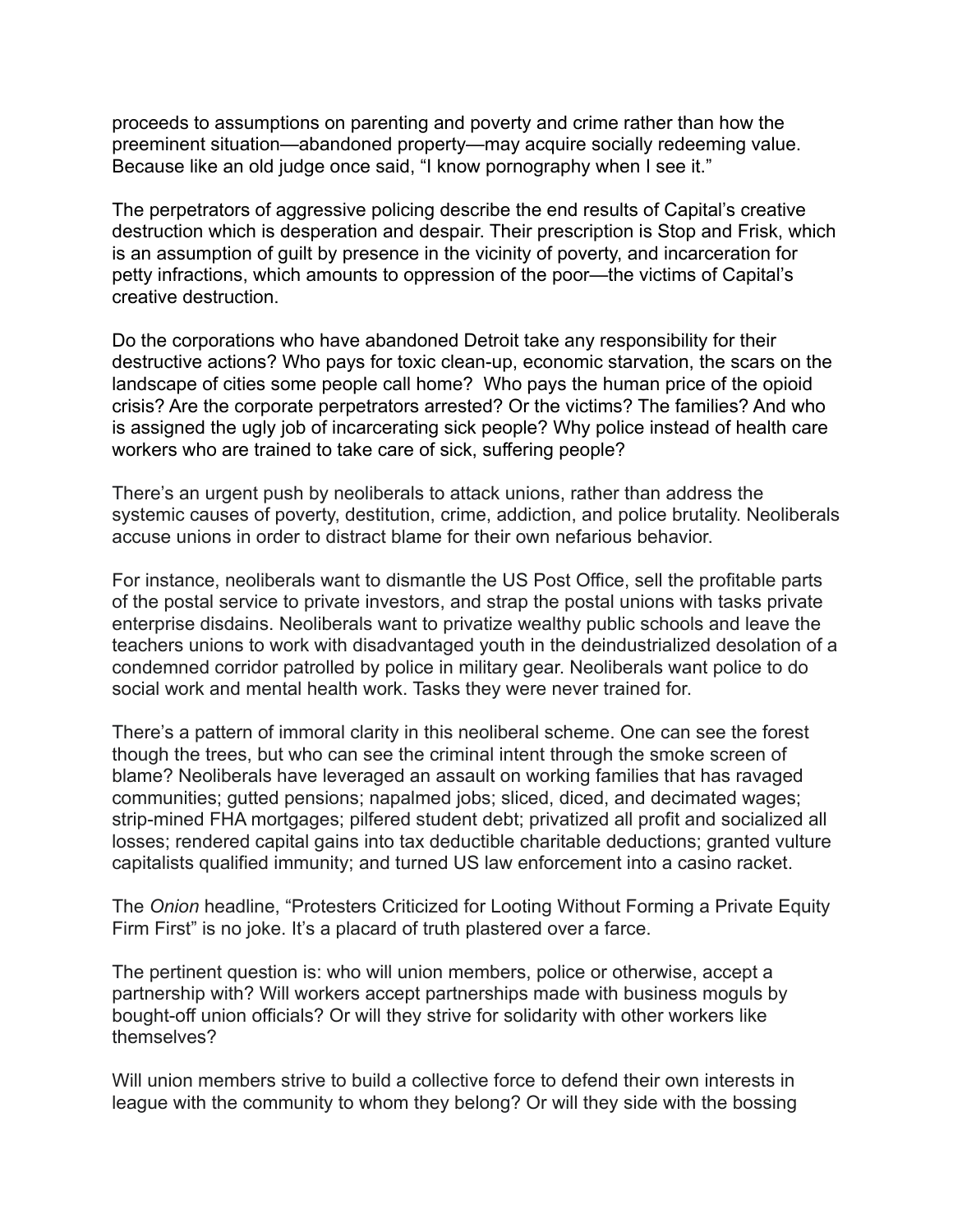proceeds to assumptions on parenting and poverty and crime rather than how the preeminent situation—abandoned property—may acquire socially redeeming value. Because like an old judge once said, “I know pornography when I see it.”

The perpetrators of aggressive policing describe the end results of Capital’s creative destruction which is desperation and despair. Their prescription is Stop and Frisk, which is an assumption of guilt by presence in the vicinity of poverty, and incarceration for petty infractions, which amounts to oppression of the poor—the victims of Capital’s creative destruction.

Do the corporations who have abandoned Detroit take any responsibility for their destructive actions? Who pays for toxic clean-up, economic starvation, the scars on the landscape of cities some people call home? Who pays the human price of the opioid crisis? Are the corporate perpetrators arrested? Or the victims? The families? And who is assigned the ugly job of incarcerating sick people? Why police instead of health care workers who are trained to take care of sick, suffering people?

There’s an urgent push by neoliberals to attack unions, rather than address the systemic causes of poverty, destitution, crime, addiction, and police brutality. Neoliberals accuse unions in order to distract blame for their own nefarious behavior.

For instance, neoliberals want to dismantle the US Post Office, sell the profitable parts of the postal service to private investors, and strap the postal unions with tasks private enterprise disdains. Neoliberals want to privatize wealthy public schools and leave the teachers unions to work with disadvantaged youth in the deindustrialized desolation of a condemned corridor patrolled by police in military gear. Neoliberals want police to do social work and mental health work. Tasks they were never trained for.

There’s a pattern of immoral clarity in this neoliberal scheme. One can see the forest though the trees, but who can see the criminal intent through the smoke screen of blame? Neoliberals have leveraged an assault on working families that has ravaged communities; gutted pensions; napalmed jobs; sliced, diced, and decimated wages; strip-mined FHA mortgages; pilfered student debt; privatized all profit and socialized all losses; rendered capital gains into tax deductible charitable deductions; granted vulture capitalists qualified immunity; and turned US law enforcement into a casino racket.

The *Onion* headline, “Protesters Criticized for Looting Without Forming a Private Equity Firm First” is no joke. It’s a placard of truth plastered over a farce.

The pertinent question is: who will union members, police or otherwise, accept a partnership with? Will workers accept partnerships made with business moguls by bought-off union officials? Or will they strive for solidarity with other workers like themselves?

Will union members strive to build a collective force to defend their own interests in league with the community to whom they belong? Or will they side with the bossing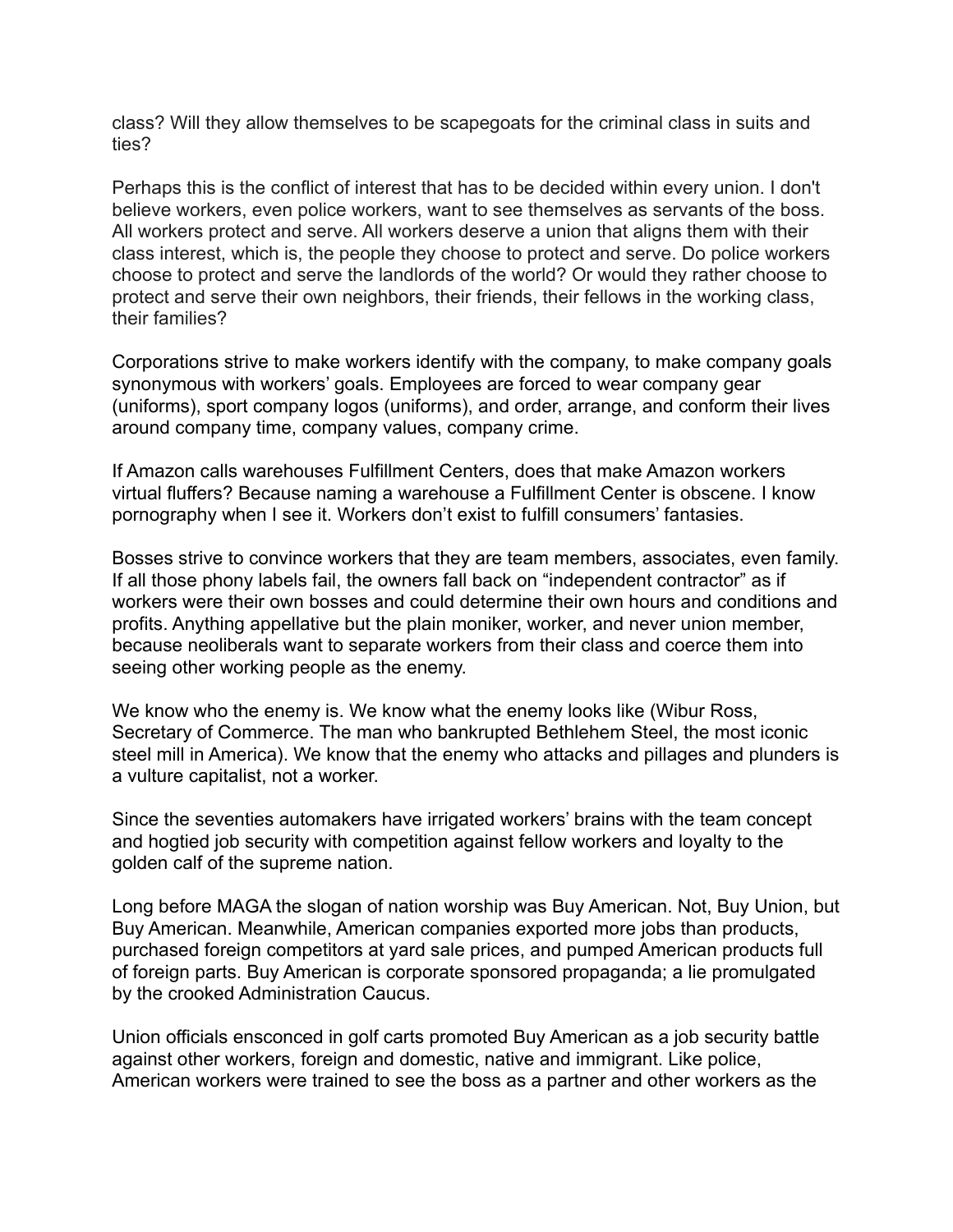class? Will they allow themselves to be scapegoats for the criminal class in suits and ties?

Perhaps this is the conflict of interest that has to be decided within every union. I don't believe workers, even police workers, want to see themselves as servants of the boss. All workers protect and serve. All workers deserve a union that aligns them with their class interest, which is, the people they choose to protect and serve. Do police workers choose to protect and serve the landlords of the world? Or would they rather choose to protect and serve their own neighbors, their friends, their fellows in the working class, their families?

Corporations strive to make workers identify with the company, to make company goals synonymous with workers' goals. Employees are forced to wear company gear (uniforms), sport company logos (uniforms), and order, arrange, and conform their lives around company time, company values, company crime.

If Amazon calls warehouses Fulfillment Centers, does that make Amazon workers virtual fluffers? Because naming a warehouse a Fulfillment Center is obscene. I know pornography when I see it. Workers don't exist to fulfill consumers' fantasies.

Bosses strive to convince workers that they are team members, associates, even family. If all those phony labels fail, the owners fall back on "independent contractor" as if workers were their own bosses and could determine their own hours and conditions and profits. Anything appellative but the plain moniker, worker, and never union member, because neoliberals want to separate workers from their class and coerce them into seeing other working people as the enemy.

We know who the enemy is. We know what the enemy looks like (Wibur Ross, Secretary of Commerce. The man who bankrupted Bethlehem Steel, the most iconic steel mill in America). We know that the enemy who attacks and pillages and plunders is a vulture capitalist, not a worker.

Since the seventies automakers have irrigated workers' brains with the team concept and hogtied job security with competition against fellow workers and loyalty to the golden calf of the supreme nation.

Long before MAGA the slogan of nation worship was Buy American. Not, Buy Union, but Buy American. Meanwhile, American companies exported more jobs than products, purchased foreign competitors at yard sale prices, and pumped American products full of foreign parts. Buy American is corporate sponsored propaganda; a lie promulgated by the crooked Administration Caucus.

Union officials ensconced in golf carts promoted Buy American as a job security battle against other workers, foreign and domestic, native and immigrant. Like police, American workers were trained to see the boss as a partner and other workers as the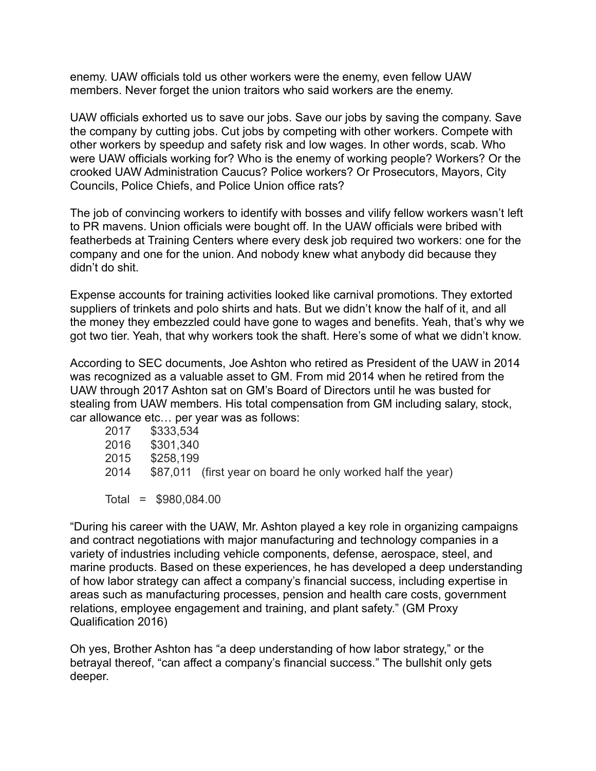enemy. UAW officials told us other workers were the enemy, even fellow UAW members. Never forget the union traitors who said workers are the enemy.

UAW officials exhorted us to save our jobs. Save our jobs by saving the company. Save the company by cutting jobs. Cut jobs by competing with other workers. Compete with other workers by speedup and safety risk and low wages. In other words, scab. Who were UAW officials working for? Who is the enemy of working people? Workers? Or the crooked UAW Administration Caucus? Police workers? Or Prosecutors, Mayors, City Councils, Police Chiefs, and Police Union office rats?

The job of convincing workers to identify with bosses and vilify fellow workers wasn't left to PR mavens. Union officials were bought off. In the UAW officials were bribed with featherbeds at Training Centers where every desk job required two workers: one for the company and one for the union. And nobody knew what anybody did because they didn't do shit.

Expense accounts for training activities looked like carnival promotions. They extorted suppliers of trinkets and polo shirts and hats. But we didn't know the half of it, and all the money they embezzled could have gone to wages and benefits. Yeah, that's why we got two tier. Yeah, that why workers took the shaft. Here's some of what we didn't know.

According to SEC documents, Joe Ashton who retired as President of the UAW in 2014 was recognized as a valuable asset to GM. From mid 2014 when he retired from the UAW through 2017 Ashton sat on GM's Board of Directors until he was busted for stealing from UAW members. His total compensation from GM including salary, stock, car allowance etc… per year was as follows:

| | |
|---|---|
| 2017 | $333,534 |
| 2016 | $301,340 |
| 2015 | $258,199 |
| 2014 | $87,011 (first year on board he only worked half the year) |

Total = $980,084.00

"During his career with the UAW, Mr. Ashton played a key role in organizing campaigns and contract negotiations with major manufacturing and technology companies in a variety of industries including vehicle components, defense, aerospace, steel, and marine products. Based on these experiences, he has developed a deep understanding of how labor strategy can affect a company's financial success, including expertise in areas such as manufacturing processes, pension and health care costs, government relations, employee engagement and training, and plant safety." (GM Proxy Qualification 2016)

Oh yes, Brother Ashton has "a deep understanding of how labor strategy," or the betrayal thereof, "can affect a company's financial success." The bullshit only gets deeper.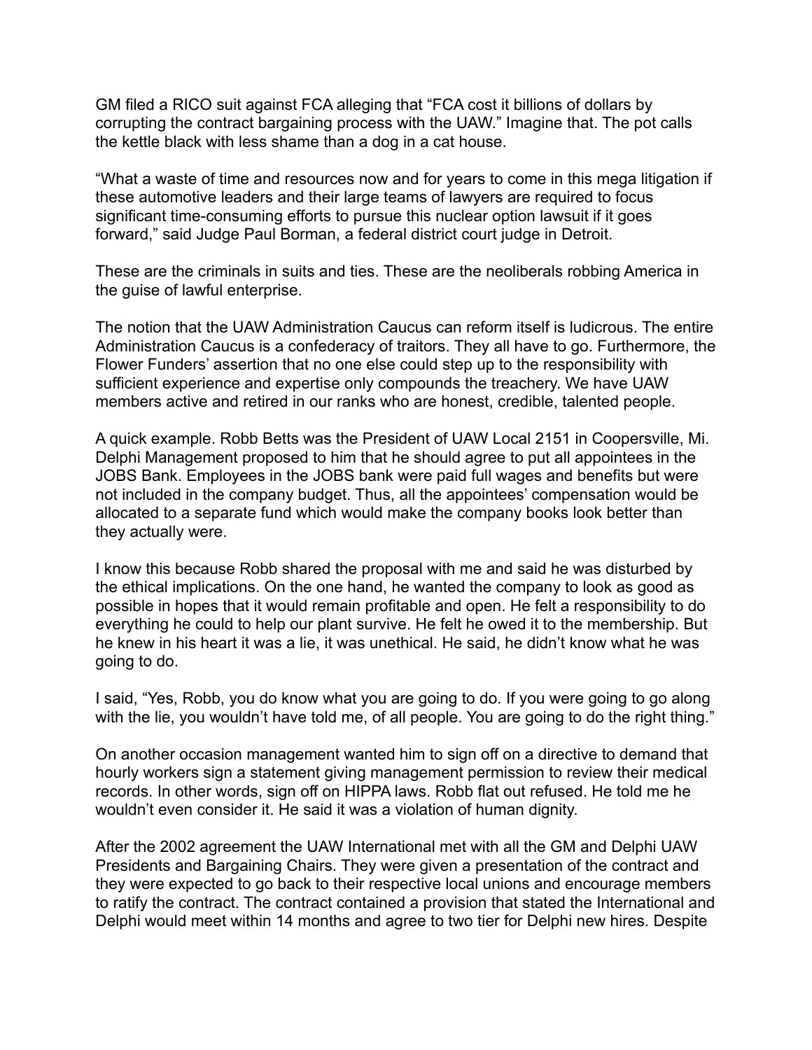GM filed a RICO suit against FCA alleging that "FCA cost it billions of dollars by corrupting the contract bargaining process with the UAW." Imagine that. The pot calls the kettle black with less shame than a dog in a cat house.

"What a waste of time and resources now and for years to come in this mega litigation if these automotive leaders and their large teams of lawyers are required to focus significant time-consuming efforts to pursue this nuclear option lawsuit if it goes forward," said Judge Paul Borman, a federal district court judge in Detroit.

These are the criminals in suits and ties. These are the neoliberals robbing America in the guise of lawful enterprise.

The notion that the UAW Administration Caucus can reform itself is ludicrous. The entire Administration Caucus is a confederacy of traitors. They all have to go. Furthermore, the Flower Funders' assertion that no one else could step up to the responsibility with sufficient experience and expertise only compounds the treachery. We have UAW members active and retired in our ranks who are honest, credible, talented people.

A quick example. Robb Betts was the President of UAW Local 2151 in Coopersville, Mi. Delphi Management proposed to him that he should agree to put all appointees in the JOBS Bank. Employees in the JOBS bank were paid full wages and benefits but were not included in the company budget. Thus, all the appointees' compensation would be allocated to a separate fund which would make the company books look better than they actually were.

I know this because Robb shared the proposal with me and said he was disturbed by the ethical implications. On the one hand, he wanted the company to look as good as possible in hopes that it would remain profitable and open. He felt a responsibility to do everything he could to help our plant survive. He felt he owed it to the membership. But he knew in his heart it was a lie, it was unethical. He said, he didn't know what he was going to do.

I said, "Yes, Robb, you do know what you are going to do. If you were going to go along with the lie, you wouldn't have told me, of all people. You are going to do the right thing."

On another occasion management wanted him to sign off on a directive to demand that hourly workers sign a statement giving management permission to review their medical records. In other words, sign off on HIPPA laws. Robb flat out refused. He told me he wouldn't even consider it. He said it was a violation of human dignity.

After the 2002 agreement the UAW International met with all the GM and Delphi UAW Presidents and Bargaining Chairs. They were given a presentation of the contract and they were expected to go back to their respective local unions and encourage members to ratify the contract. The contract contained a provision that stated the International and Delphi would meet within 14 months and agree to two tier for Delphi new hires. Despite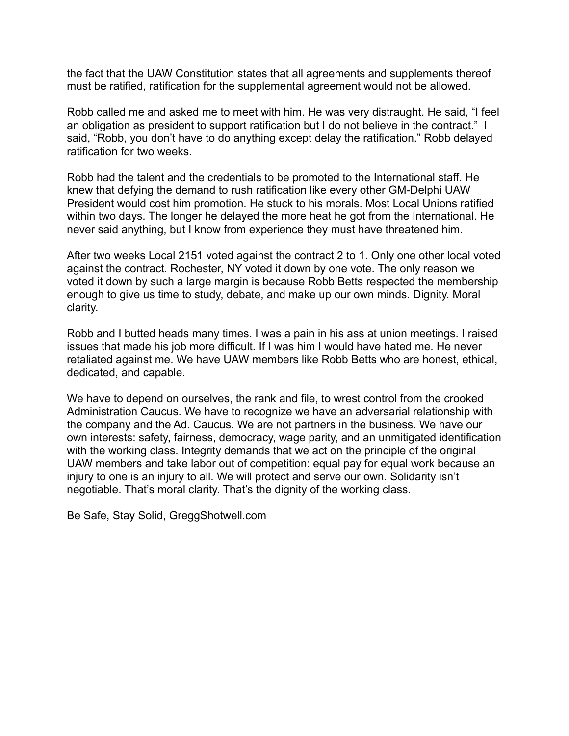the fact that the UAW Constitution states that all agreements and supplements thereof must be ratified, ratification for the supplemental agreement would not be allowed.

Robb called me and asked me to meet with him. He was very distraught. He said, "I feel an obligation as president to support ratification but I do not believe in the contract." I said, "Robb, you don't have to do anything except delay the ratification." Robb delayed ratification for two weeks.

Robb had the talent and the credentials to be promoted to the International staff. He knew that defying the demand to rush ratification like every other GM-Delphi UAW President would cost him promotion. He stuck to his morals. Most Local Unions ratified within two days. The longer he delayed the more heat he got from the International. He never said anything, but I know from experience they must have threatened him.

After two weeks Local 2151 voted against the contract 2 to 1. Only one other local voted against the contract. Rochester, NY voted it down by one vote. The only reason we voted it down by such a large margin is because Robb Betts respected the membership enough to give us time to study, debate, and make up our own minds. Dignity. Moral clarity.

Robb and I butted heads many times. I was a pain in his ass at union meetings. I raised issues that made his job more difficult. If I was him I would have hated me. He never retaliated against me. We have UAW members like Robb Betts who are honest, ethical, dedicated, and capable.

We have to depend on ourselves, the rank and file, to wrest control from the crooked Administration Caucus. We have to recognize we have an adversarial relationship with the company and the Ad. Caucus. We are not partners in the business. We have our own interests: safety, fairness, democracy, wage parity, and an unmitigated identification with the working class. Integrity demands that we act on the principle of the original UAW members and take labor out of competition: equal pay for equal work because an injury to one is an injury to all. We will protect and serve our own. Solidarity isn't negotiable. That's moral clarity. That's the dignity of the working class.

Be Safe, Stay Solid, GreggShotwell.com